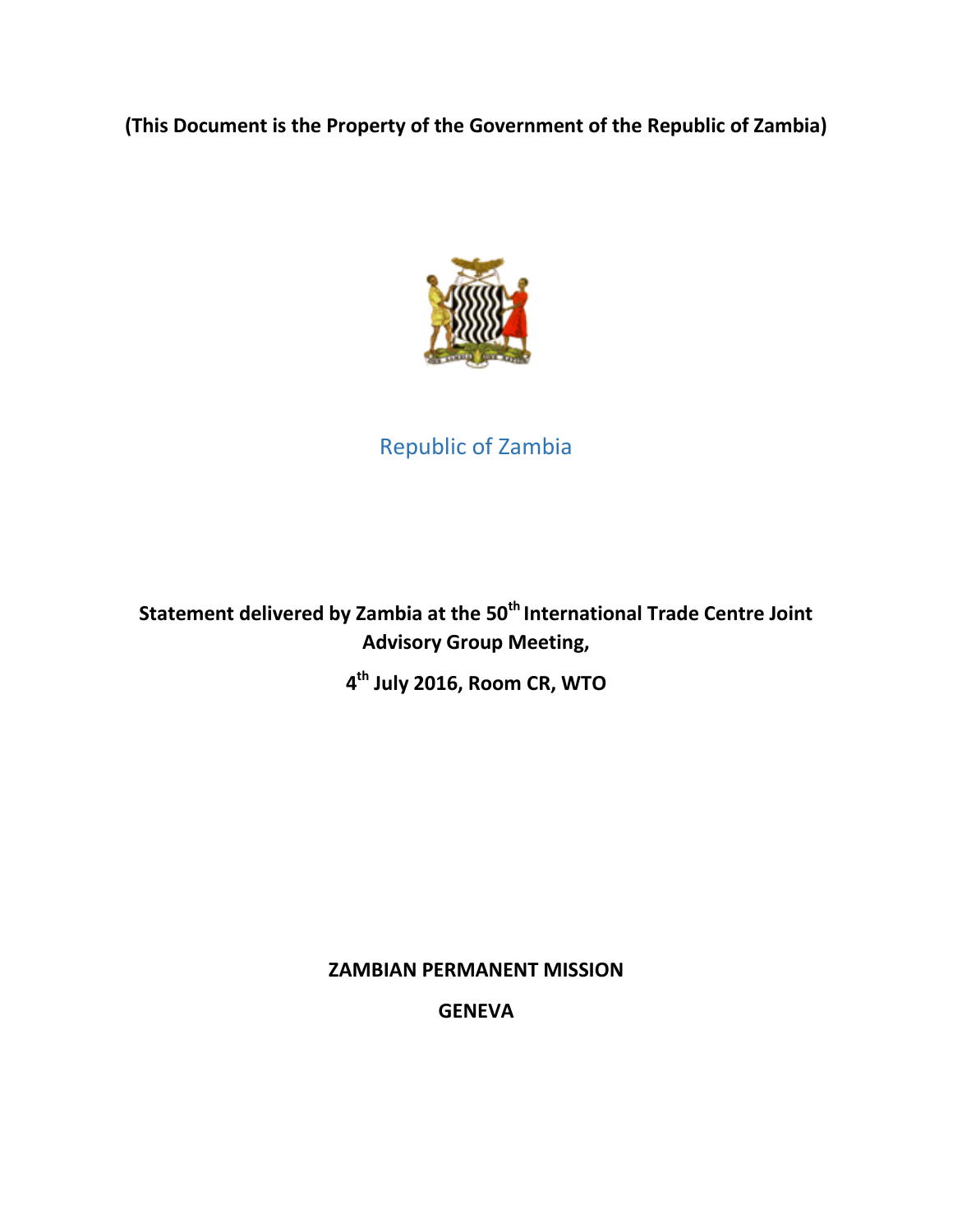**(This Document is the Property of the Government of the Republic of Zambia)**

Republic of Zambia

# Statement delivered by Zambia at the 50th International Trade Centre Joint Advisory Group Meeting,

**4th July 2016, Room CR, WTO**

**ZAMBIAN PERMANENT MISSION**

**GENEVA**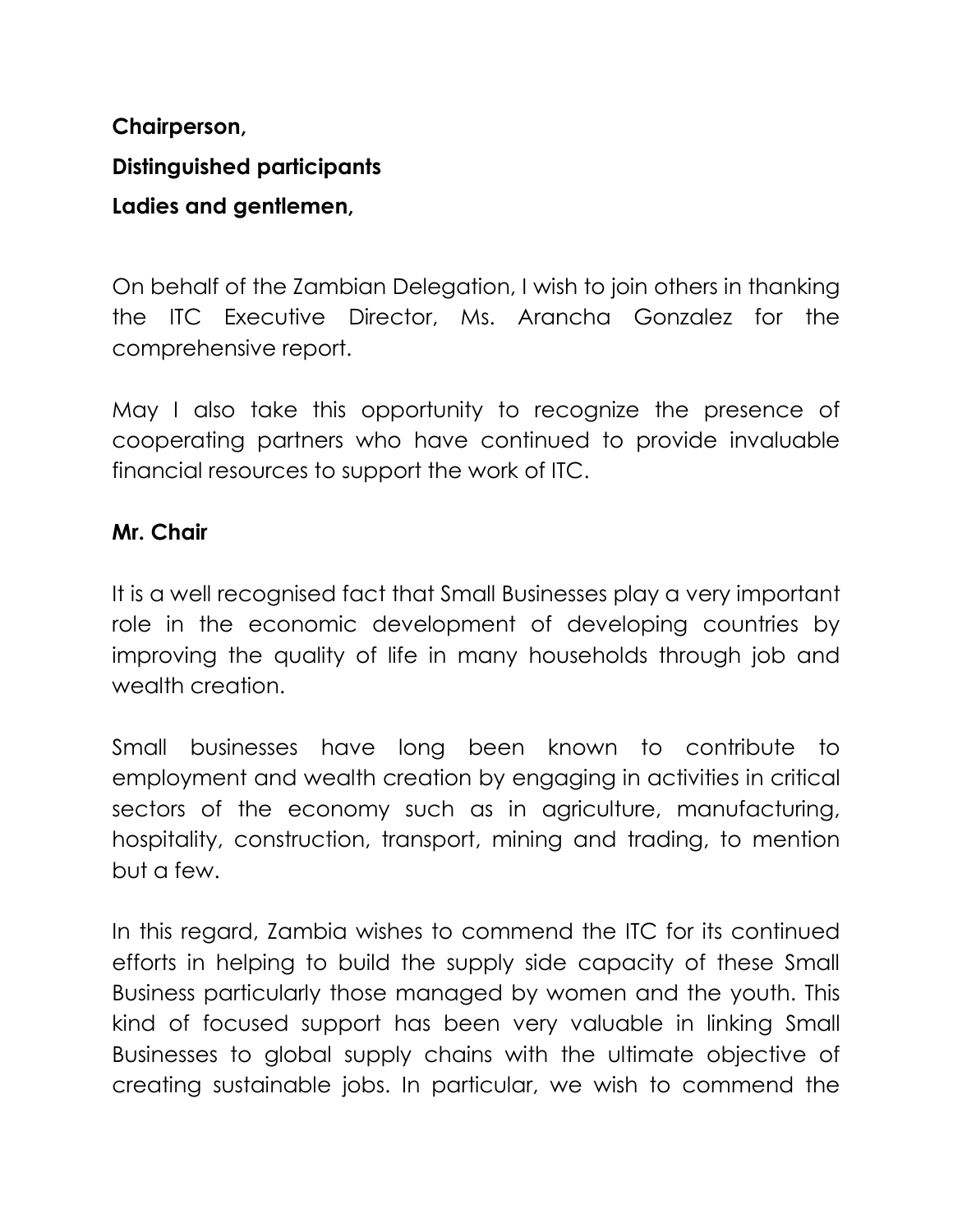**Chairperson,**

**Distinguished participants**

**Ladies and gentlemen,**

On behalf of the Zambian Delegation, I wish to join others in thanking the ITC Executive Director, Ms. Arancha Gonzalez for the comprehensive report.

May I also take this opportunity to recognize the presence of cooperating partners who have continued to provide invaluable financial resources to support the work of ITC.

**Mr. Chair**

It is a well recognised fact that Small Businesses play a very important role in the economic development of developing countries by improving the quality of life in many households through job and wealth creation.

Small businesses have long been known to contribute to employment and wealth creation by engaging in activities in critical sectors of the economy such as in agriculture, manufacturing, hospitality, construction, transport, mining and trading, to mention but a few.

In this regard, Zambia wishes to commend the ITC for its continued efforts in helping to build the supply side capacity of these Small Business particularly those managed by women and the youth. This kind of focused support has been very valuable in linking Small Businesses to global supply chains with the ultimate objective of creating sustainable jobs. In particular, we wish to commend the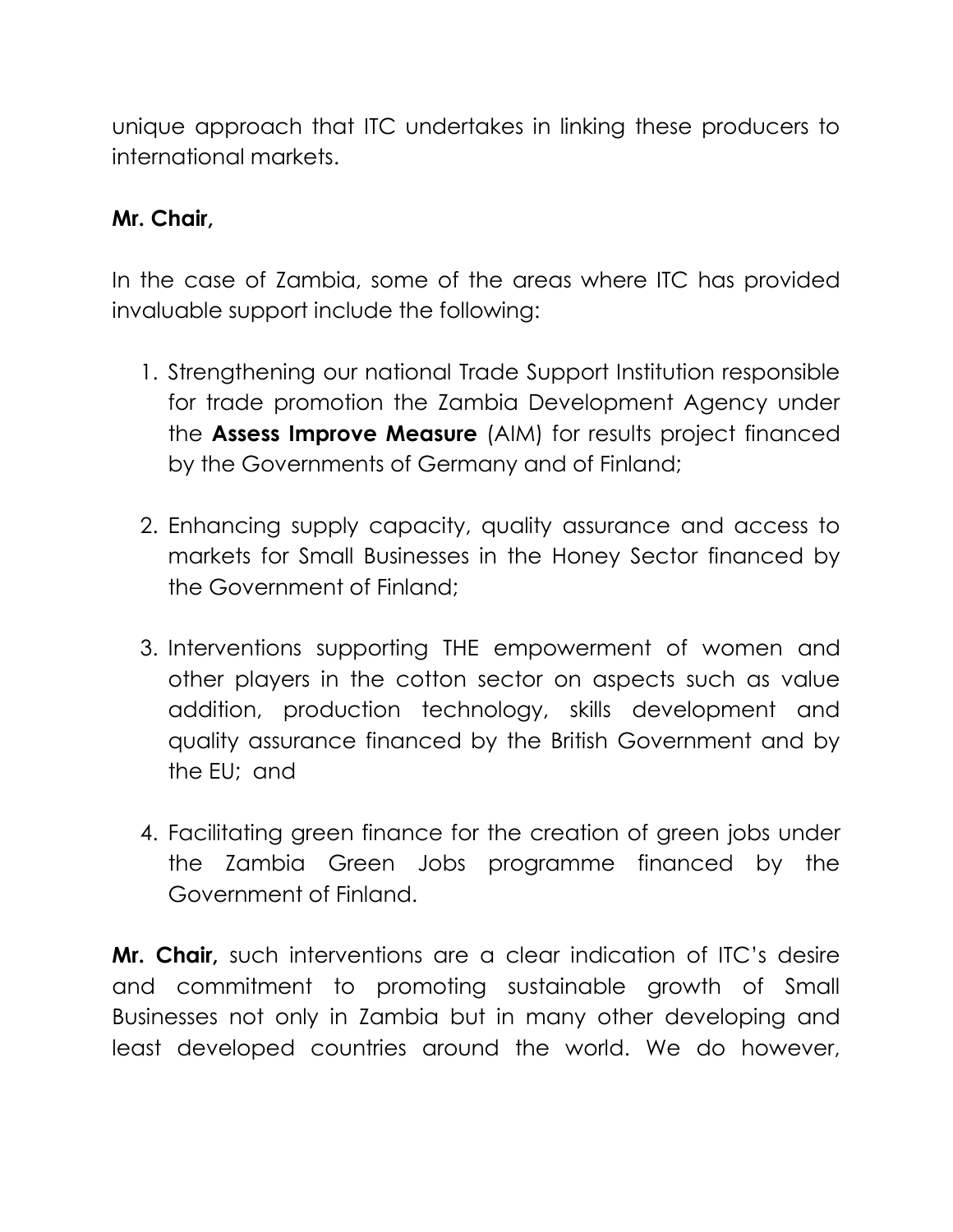unique approach that ITC undertakes in linking these producers to international markets.

**Mr. Chair,**

In the case of Zambia, some of the areas where ITC has provided invaluable support include the following:

1. Strengthening our national Trade Support Institution responsible for trade promotion the Zambia Development Agency under the **Assess Improve Measure** (AIM) for results project financed by the Governments of Germany and of Finland;

2. Enhancing supply capacity, quality assurance and access to markets for Small Businesses in the Honey Sector financed by the Government of Finland;

3. Interventions supporting THE empowerment of women and other players in the cotton sector on aspects such as value addition, production technology, skills development and quality assurance financed by the British Government and by the EU; and

4. Facilitating green finance for the creation of green jobs under the Zambia Green Jobs programme financed by the Government of Finland.

**Mr. Chair,** such interventions are a clear indication of ITC's desire and commitment to promoting sustainable growth of Small Businesses not only in Zambia but in many other developing and least developed countries around the world. We do however,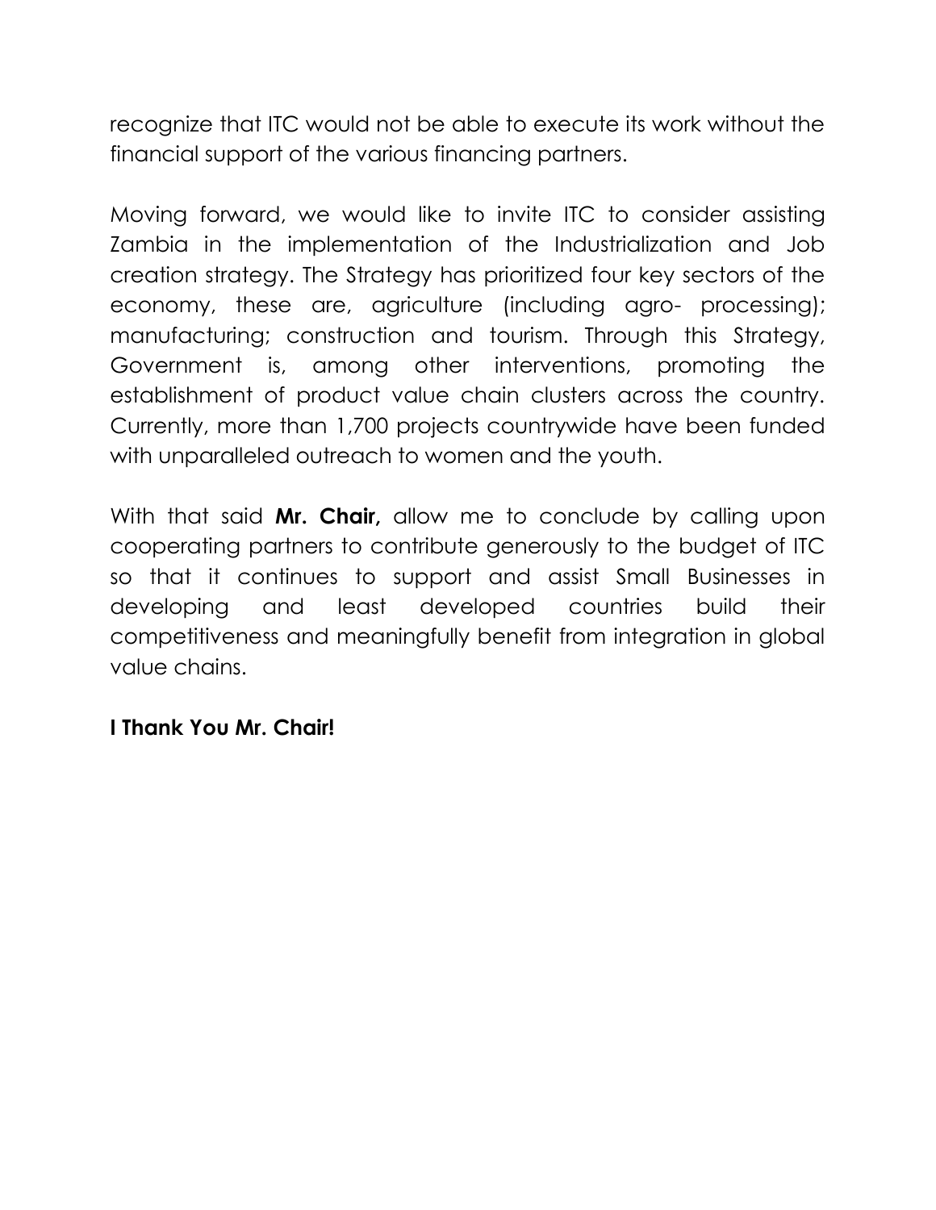recognize that ITC would not be able to execute its work without the financial support of the various financing partners.

Moving forward, we would like to invite ITC to consider assisting Zambia in the implementation of the Industrialization and Job creation strategy. The Strategy has prioritized four key sectors of the economy, these are, agriculture (including agro- processing); manufacturing; construction and tourism. Through this Strategy, Government is, among other interventions, promoting the establishment of product value chain clusters across the country. Currently, more than 1,700 projects countrywide have been funded with unparalleled outreach to women and the youth.

With that said **Mr. Chair,** allow me to conclude by calling upon cooperating partners to contribute generously to the budget of ITC so that it continues to support and assist Small Businesses in developing and least developed countries build their competitiveness and meaningfully benefit from integration in global value chains.

**I Thank You Mr. Chair!**